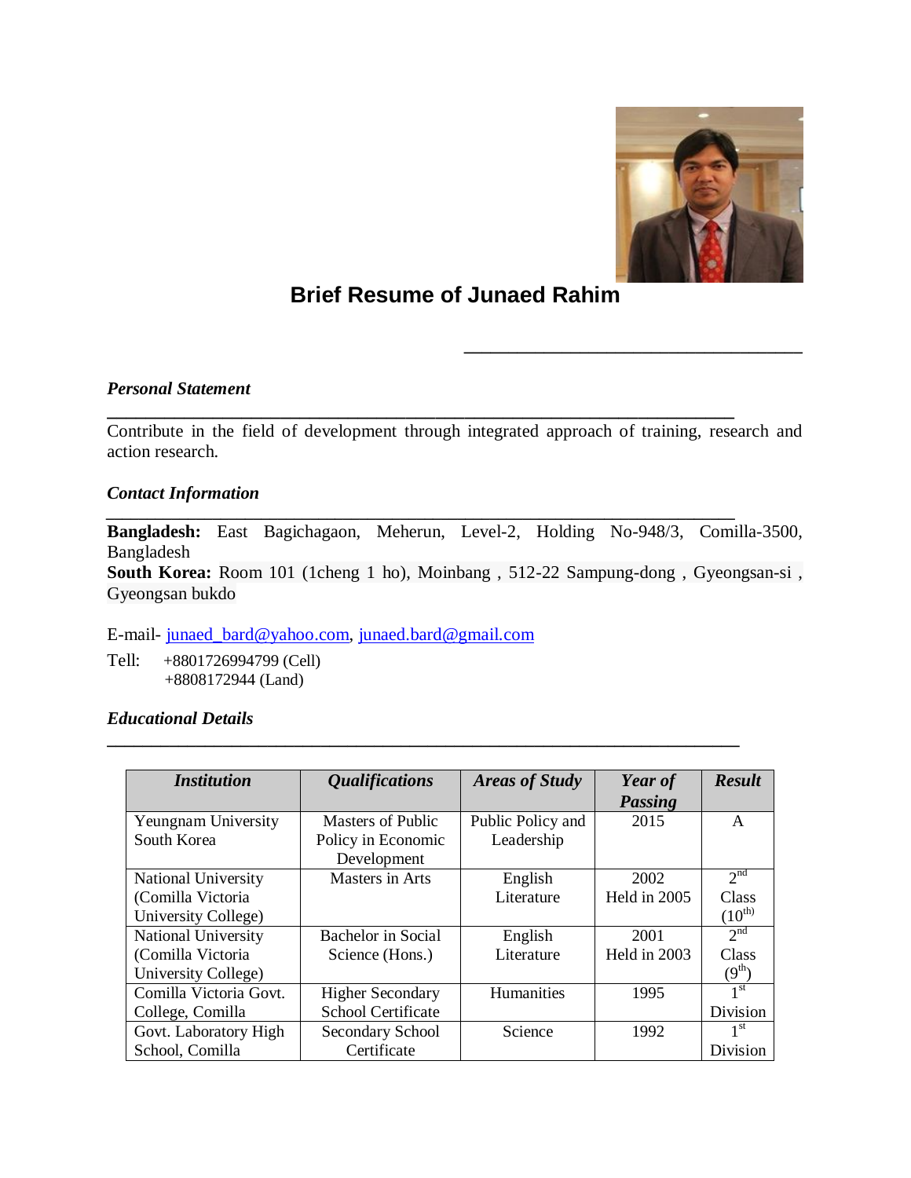# Brief Resume of Junaed Rahim

### *Personal Statement*

Contribute in the field of development through integrated approach of training, research and action research.

### *Contact Information*

**Bangladesh:** East Bagichagaon, Meherun, Level-2, Holding No-948/3, Comilla-3500, Bangladesh
**South Korea:** Room 101 (1cheng 1 ho), Moinbang , 512-22 Sampung-dong , Gyeongsan-si , Gyeongsan bukdo

E-mail- junaed_bard@yahoo.com, junaed.bard@gmail.com

Tell: +8801726994799 (Cell)
+8808172944 (Land)

### *Educational Details*

| *Institution* | *Qualifications* | *Areas of Study* | *Year of Passing* | *Result* |
|---|---|---|---|---|
| Yeungnam University South Korea | Masters of Public Policy in Economic Development | Public Policy and Leadership | 2015 | A |
| National University (Comilla Victoria University College) | Masters in Arts | English Literature | 2002 Held in 2005 | 2nd Class (10th) |
| National University (Comilla Victoria University College) | Bachelor in Social Science (Hons.) | English Literature | 2001 Held in 2003 | 2nd Class (9th) |
| Comilla Victoria Govt. College, Comilla | Higher Secondary School Certificate | Humanities | 1995 | 1st Division |
| Govt. Laboratory High School, Comilla | Secondary School Certificate | Science | 1992 | 1st Division |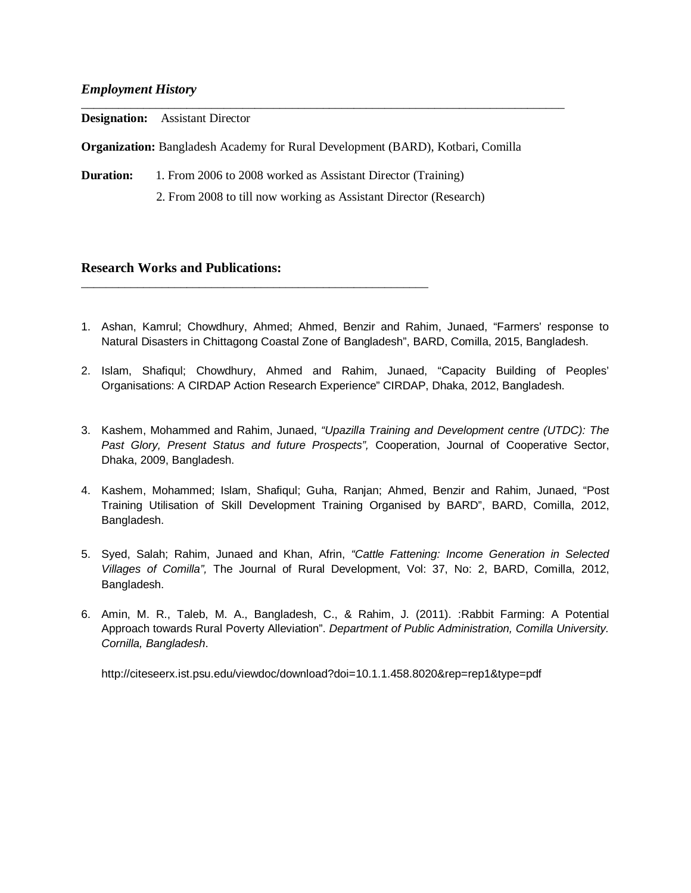## *Employment History*

**Designation:** Assistant Director

**Organization:** Bangladesh Academy for Rural Development (BARD), Kotbari, Comilla

**Duration:** 1. From 2006 to 2008 worked as Assistant Director (Training)

2. From 2008 to till now working as Assistant Director (Research)

## Research Works and Publications:

1. Ashan, Kamrul; Chowdhury, Ahmed; Ahmed, Benzir and Rahim, Junaed, "Farmers' response to Natural Disasters in Chittagong Coastal Zone of Bangladesh", BARD, Comilla, 2015, Bangladesh.

2. Islam, Shafiqul; Chowdhury, Ahmed and Rahim, Junaed, "Capacity Building of Peoples' Organisations: A CIRDAP Action Research Experience" CIRDAP, Dhaka, 2012, Bangladesh.

3. Kashem, Mohammed and Rahim, Junaed, *"Upazilla Training and Development centre (UTDC): The Past Glory, Present Status and future Prospects",* Cooperation, Journal of Cooperative Sector, Dhaka, 2009, Bangladesh.

4. Kashem, Mohammed; Islam, Shafiqul; Guha, Ranjan; Ahmed, Benzir and Rahim, Junaed, "Post Training Utilisation of Skill Development Training Organised by BARD", BARD, Comilla, 2012, Bangladesh.

5. Syed, Salah; Rahim, Junaed and Khan, Afrin, *"Cattle Fattening: Income Generation in Selected Villages of Comilla",* The Journal of Rural Development, Vol: 37, No: 2, BARD, Comilla, 2012, Bangladesh.

6. Amin, M. R., Taleb, M. A., Bangladesh, C., & Rahim, J. (2011). :Rabbit Farming: A Potential Approach towards Rural Poverty Alleviation". *Department of Public Administration, Comilla University. Cornilla, Bangladesh*.

   http://citeseerx.ist.psu.edu/viewdoc/download?doi=10.1.1.458.8020&rep=rep1&type=pdf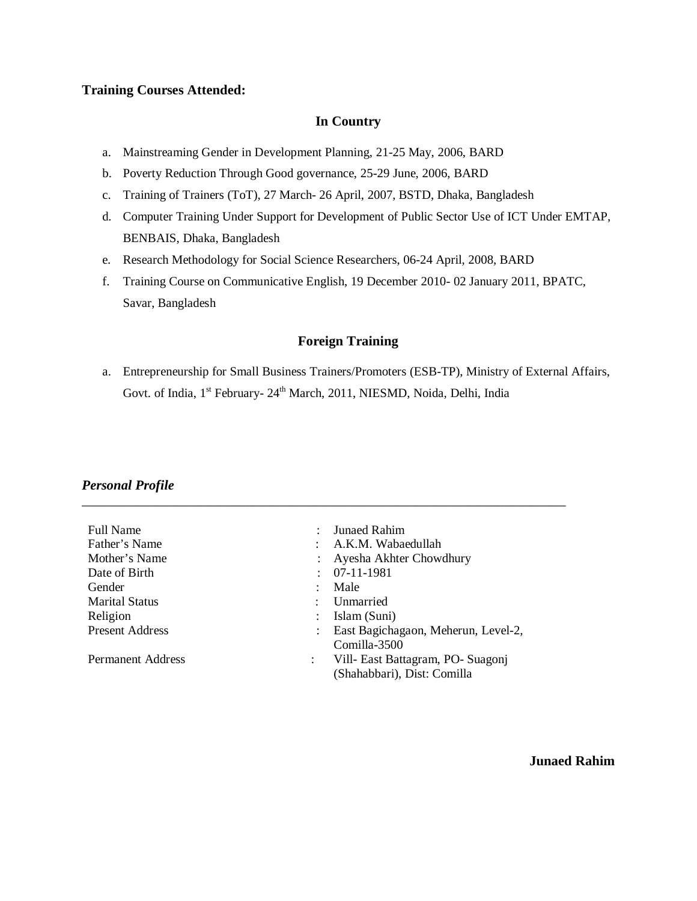**Training Courses Attended:**

**In Country**

a. Mainstreaming Gender in Development Planning, 21-25 May, 2006, BARD
b. Poverty Reduction Through Good governance, 25-29 June, 2006, BARD
c. Training of Trainers (ToT), 27 March- 26 April, 2007, BSTD, Dhaka, Bangladesh
d. Computer Training Under Support for Development of Public Sector Use of ICT Under EMTAP, BENBAIS, Dhaka, Bangladesh
e. Research Methodology for Social Science Researchers, 06-24 April, 2008, BARD
f. Training Course on Communicative English, 19 December 2010- 02 January 2011, BPATC, Savar, Bangladesh

**Foreign Training**

a. Entrepreneurship for Small Business Trainers/Promoters (ESB-TP), Ministry of External Affairs, Govt. of India, 1st February- 24th March, 2011, NIESMD, Noida, Delhi, India

***Personal Profile***

| | | |
|---|---|---|
| Full Name | : | Junaed Rahim |
| Father's Name | : | A.K.M. Wabaedullah |
| Mother's Name | : | Ayesha Akhter Chowdhury |
| Date of Birth | : | 07-11-1981 |
| Gender | : | Male |
| Marital Status | : | Unmarried |
| Religion | : | Islam (Suni) |
| Present Address | : | East Bagichagaon, Meherun, Level-2, Comilla-3500 |
| Permanent Address | : | Vill- East Battagram, PO- Suagonj (Shahabbari), Dist: Comilla |

**Junaed Rahim**